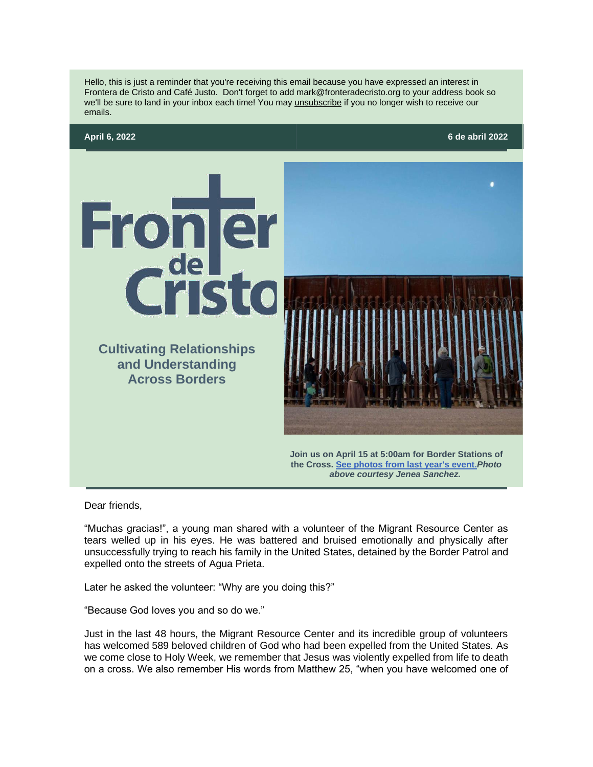Hello, this is just a reminder that you're receiving this email because you have expressed an interest in Frontera de Cristo and Café Justo. Don't forget to add mark@fronteradecristo.org to your address book so we'll be sure to land in your inbox each time! You may unsubscribe if you no longer wish to receive our emails.

**April 6, 2022** | **6 de abril 2022**

# Frontera de Cristo

## Cultivating Relationships and Understanding Across Borders

**Join us on April 15 at 5:00am for Border Stations of the Cross.** [See photos from last year's event.](#) ***Photo above courtesy Jenea Sanchez.***

Dear friends,

“Muchas gracias!”, a young man shared with a volunteer of the Migrant Resource Center as tears welled up in his eyes. He was battered and bruised emotionally and physically after unsuccessfully trying to reach his family in the United States, detained by the Border Patrol and expelled onto the streets of Agua Prieta.

Later he asked the volunteer: “Why are you doing this?”

“Because God loves you and so do we.”

Just in the last 48 hours, the Migrant Resource Center and its incredible group of volunteers has welcomed 589 beloved children of God who had been expelled from the United States. As we come close to Holy Week, we remember that Jesus was violently expelled from life to death on a cross. We also remember His words from Matthew 25, “when you have welcomed one of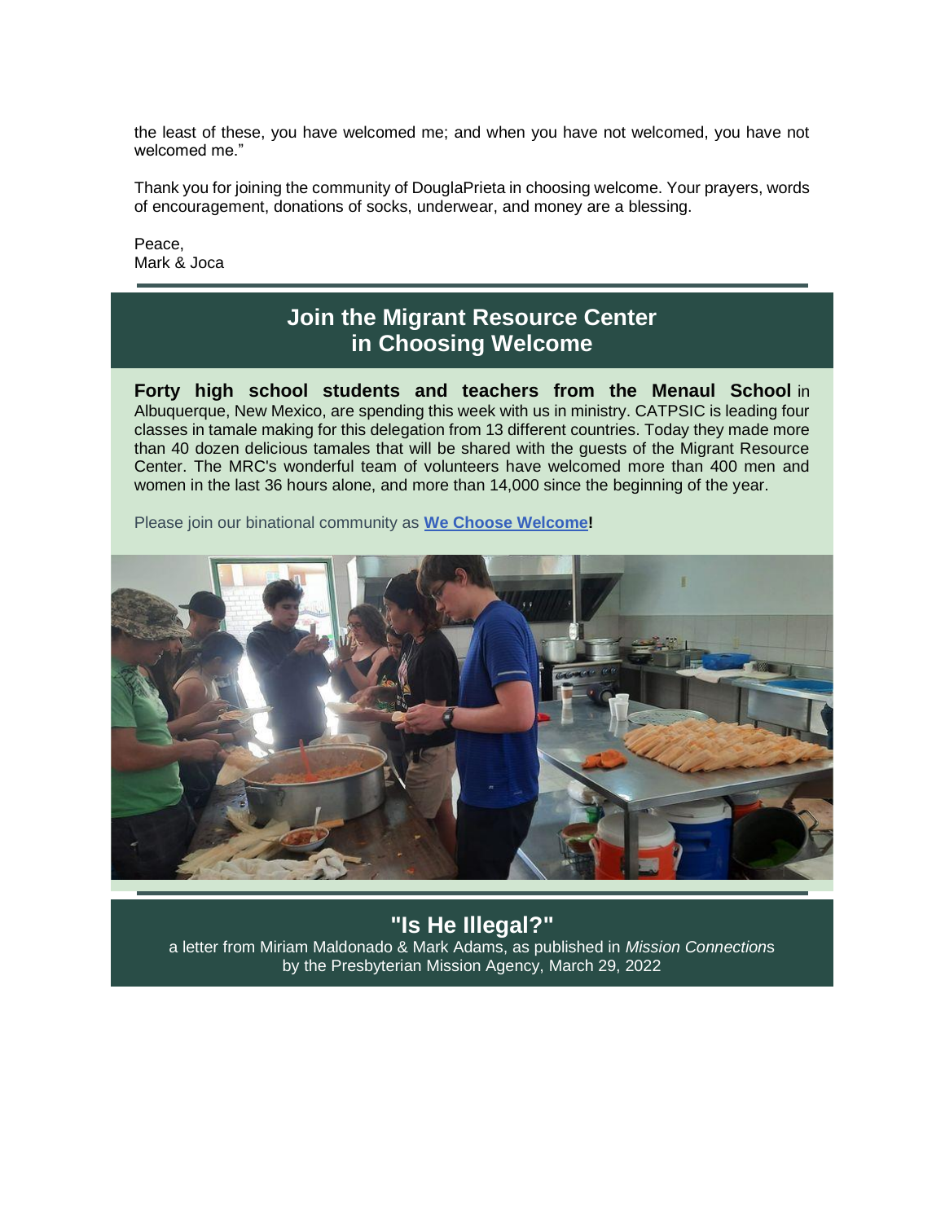the least of these, you have welcomed me; and when you have not welcomed, you have not welcomed me."

Thank you for joining the community of DouglaPrieta in choosing welcome. Your prayers, words of encouragement, donations of socks, underwear, and money are a blessing.

Peace,
Mark & Joca

## Join the Migrant Resource Center in Choosing Welcome

**Forty high school students and teachers from the Menaul School** in Albuquerque, New Mexico, are spending this week with us in ministry. CATPSIC is leading four classes in tamale making for this delegation from 13 different countries. Today they made more than 40 dozen delicious tamales that will be shared with the guests of the Migrant Resource Center. The MRC's wonderful team of volunteers have welcomed more than 400 men and women in the last 36 hours alone, and more than 14,000 since the beginning of the year.

Please join our binational community as **We Choose Welcome!**

## "Is He Illegal?"

a letter from Miriam Maldonado & Mark Adams, as published in *Mission Connections* by the Presbyterian Mission Agency, March 29, 2022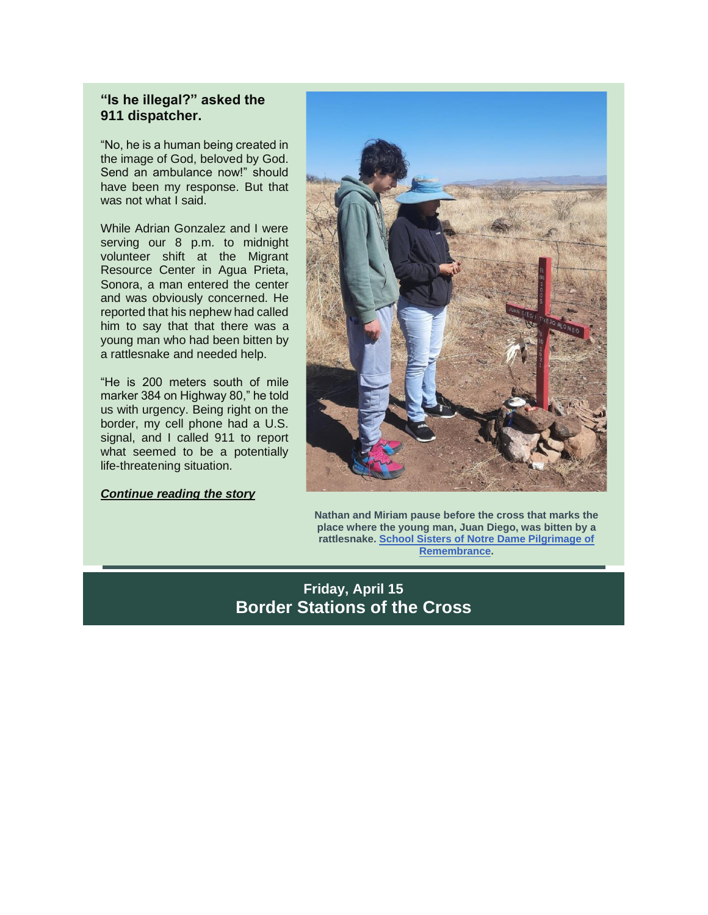### "Is he illegal?" asked the 911 dispatcher.

"No, he is a human being created in the image of God, beloved by God. Send an ambulance now!" should have been my response. But that was not what I said.

While Adrian Gonzalez and I were serving our 8 p.m. to midnight volunteer shift at the Migrant Resource Center in Agua Prieta, Sonora, a man entered the center and was obviously concerned. He reported that his nephew had called him to say that that there was a young man who had been bitten by a rattlesnake and needed help.

"He is 200 meters south of mile marker 384 on Highway 80," he told us with urgency. Being right on the border, my cell phone had a U.S. signal, and I called 911 to report what seemed to be a potentially life-threatening situation.

***Continue reading the story***

**Nathan and Miriam pause before the cross that marks the place where the young man, Juan Diego, was bitten by a rattlesnake. School Sisters of Notre Dame Pilgrimage of Remembrance.**

## Friday, April 15
## Border Stations of the Cross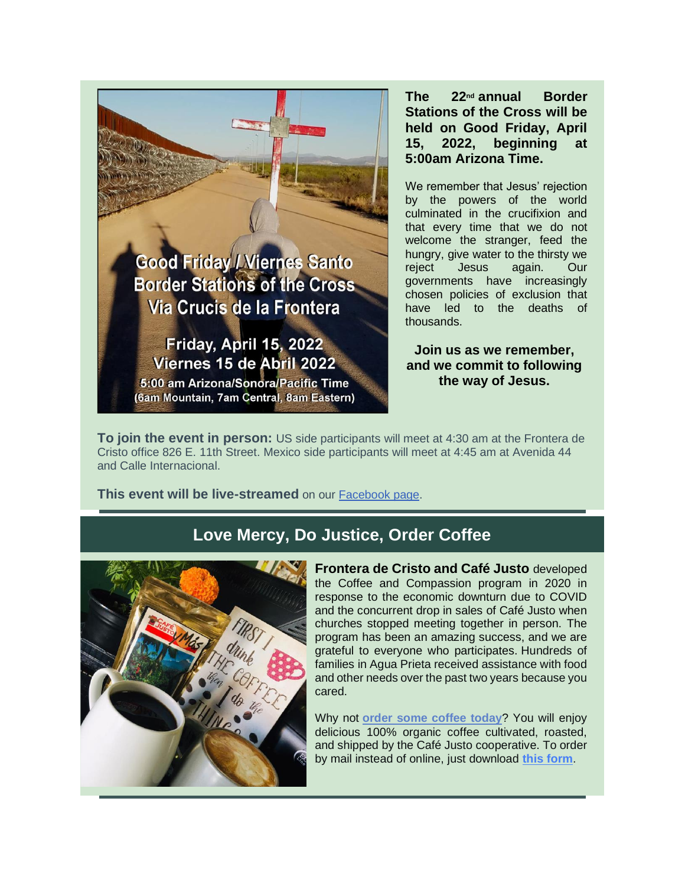**The 22nd annual Border Stations of the Cross will be held on Good Friday, April 15, 2022, beginning at 5:00am Arizona Time.**

We remember that Jesus' rejection by the powers of the world culminated in the crucifixion and that every time that we do not welcome the stranger, feed the hungry, give water to the thirsty we reject Jesus again. Our governments have increasingly chosen policies of exclusion that have led to the deaths of thousands.

**Join us as we remember, and we commit to following the way of Jesus.**

**To join the event in person:** US side participants will meet at 4:30 am at the Frontera de Cristo office 826 E. 11th Street. Mexico side participants will meet at 4:45 am at Avenida 44 and Calle Internacional.

**This event will be live-streamed** on our Facebook page.

## Love Mercy, Do Justice, Order Coffee

**Frontera de Cristo and Café Justo** developed the Coffee and Compassion program in 2020 in response to the economic downturn due to COVID and the concurrent drop in sales of Café Justo when churches stopped meeting together in person. The program has been an amazing success, and we are grateful to everyone who participates. Hundreds of families in Agua Prieta received assistance with food and other needs over the past two years because you cared.

Why not **order some coffee today**? You will enjoy delicious 100% organic coffee cultivated, roasted, and shipped by the Café Justo cooperative. To order by mail instead of online, just download **this form**.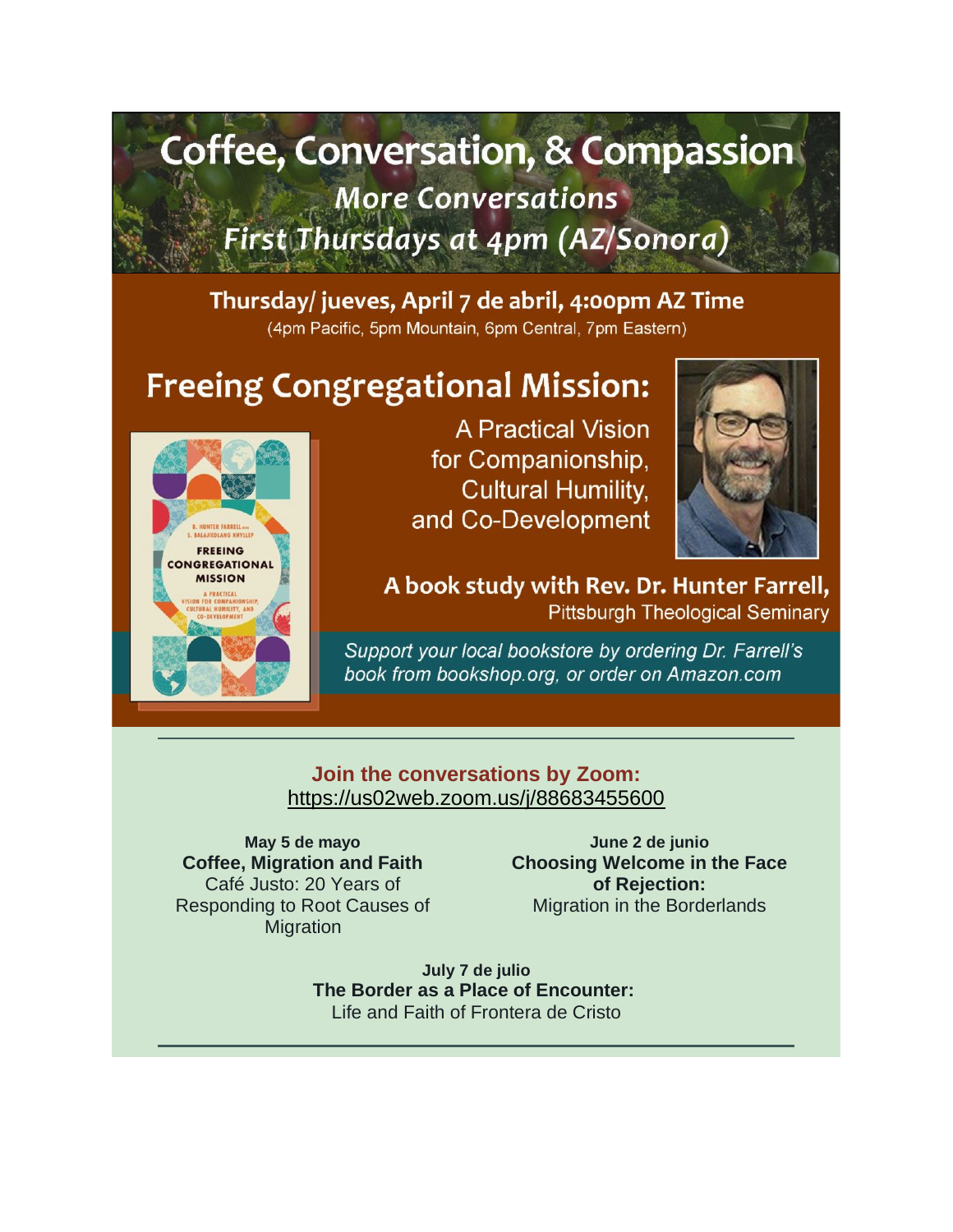# Coffee, Conversation, & Compassion

### *More Conversations*

### *First Thursdays at 4pm (AZ/Sonora)*

**Thursday/ jueves, April 7 de abril, 4:00pm AZ Time**

(4pm Pacific, 5pm Mountain, 6pm Central, 7pm Eastern)

## Freeing Congregational Mission:

A Practical Vision for Companionship, Cultural Humility, and Co-Development

**A book study with Rev. Dr. Hunter Farrell,**
Pittsburgh Theological Seminary

*Support your local bookstore by ordering Dr. Farrell's book from bookshop.org, or order on Amazon.com*

---

**Join the conversations by Zoom:**
https://us02web.zoom.us/j/88683455600

**May 5 de mayo**
**Coffee, Migration and Faith**
Café Justo: 20 Years of Responding to Root Causes of Migration

**June 2 de junio**
**Choosing Welcome in the Face of Rejection:**
Migration in the Borderlands

**July 7 de julio**
**The Border as a Place of Encounter:**
Life and Faith of Frontera de Cristo

---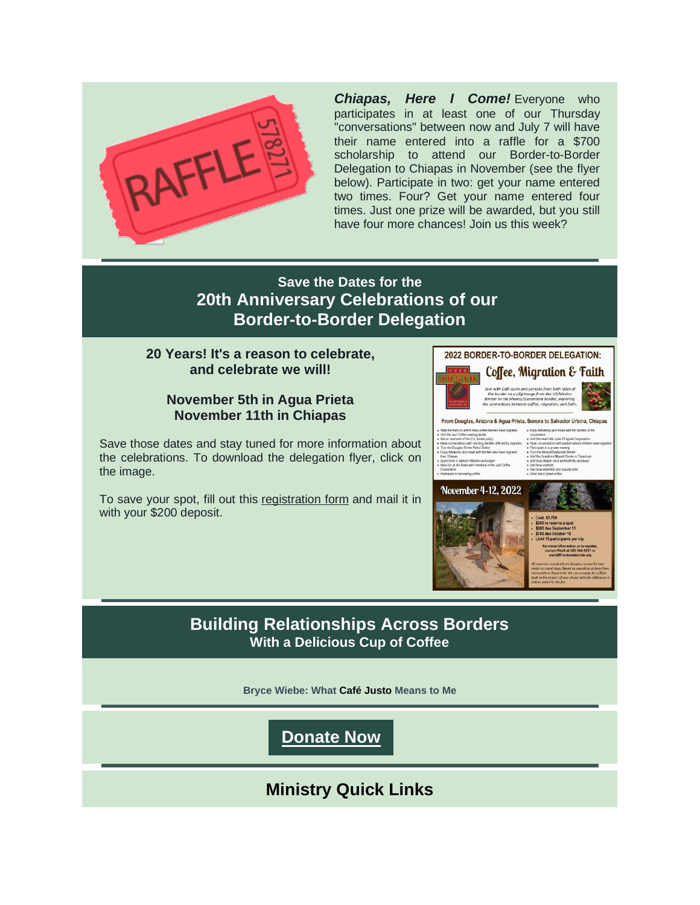***Chiapas, Here I Come!*** Everyone who participates in at least one of our Thursday "conversations" between now and July 7 will have their name entered into a raffle for a $700 scholarship to attend our Border-to-Border Delegation to Chiapas in November (see the flyer below). Participate in two: get your name entered two times. Four? Get your name entered four times. Just one prize will be awarded, but you still have four more chances! Join us this week?

## Save the Dates for the 20th Anniversary Celebrations of our Border-to-Border Delegation

**20 Years! It's a reason to celebrate, and celebrate we will!**

**November 5th in Agua Prieta**
**November 11th in Chiapas**

Save those dates and stay tuned for more information about the celebrations. To download the delegation flyer, click on the image.

To save your spot, fill out this registration form and mail it in with your $200 deposit.

## Building Relationships Across Borders With a Delicious Cup of Coffee

**Bryce Wiebe: What Café Justo Means to Me**

**Donate Now**

## Ministry Quick Links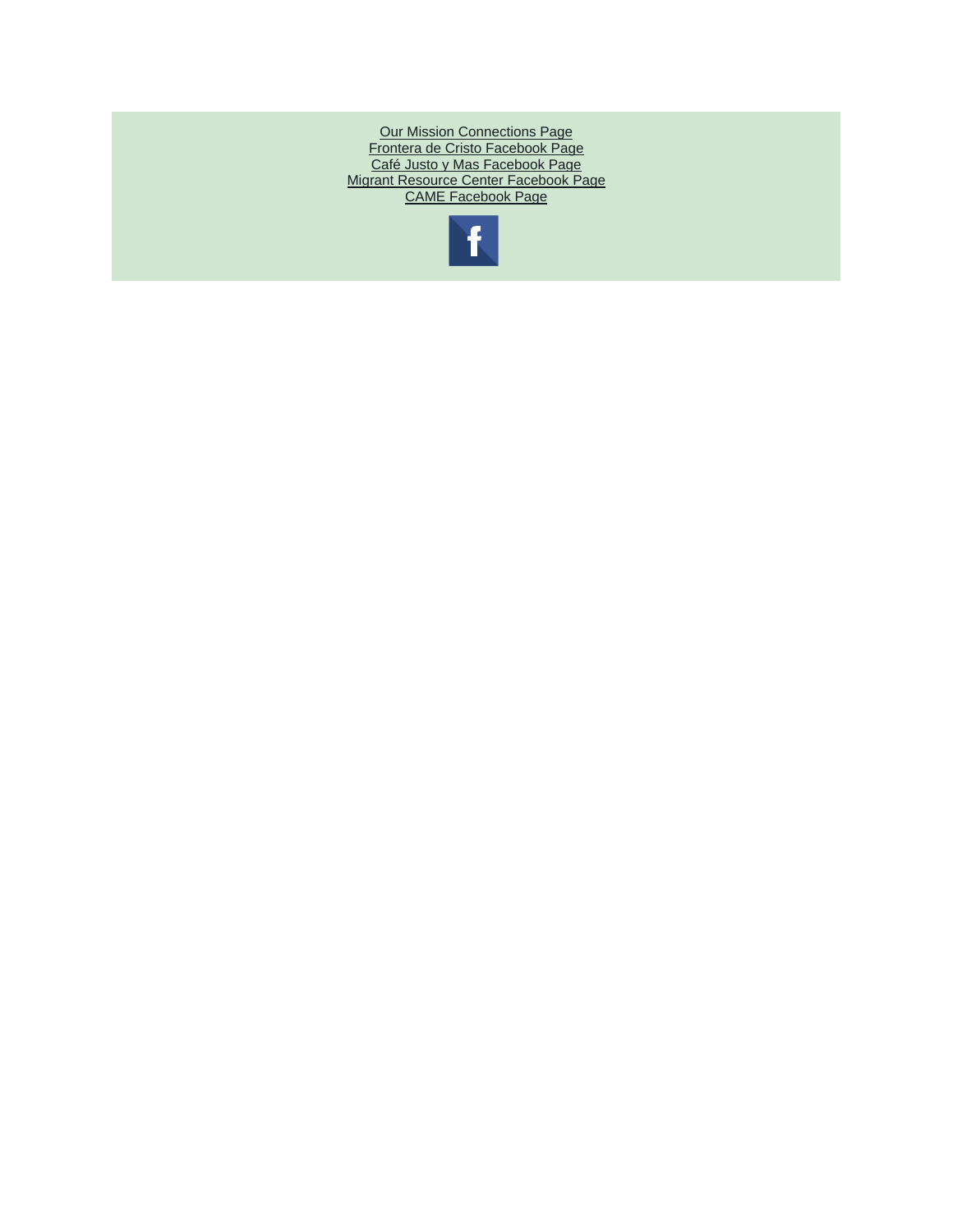Our Mission Connections Page
Frontera de Cristo Facebook Page
Café Justo y Mas Facebook Page
Migrant Resource Center Facebook Page
CAME Facebook Page